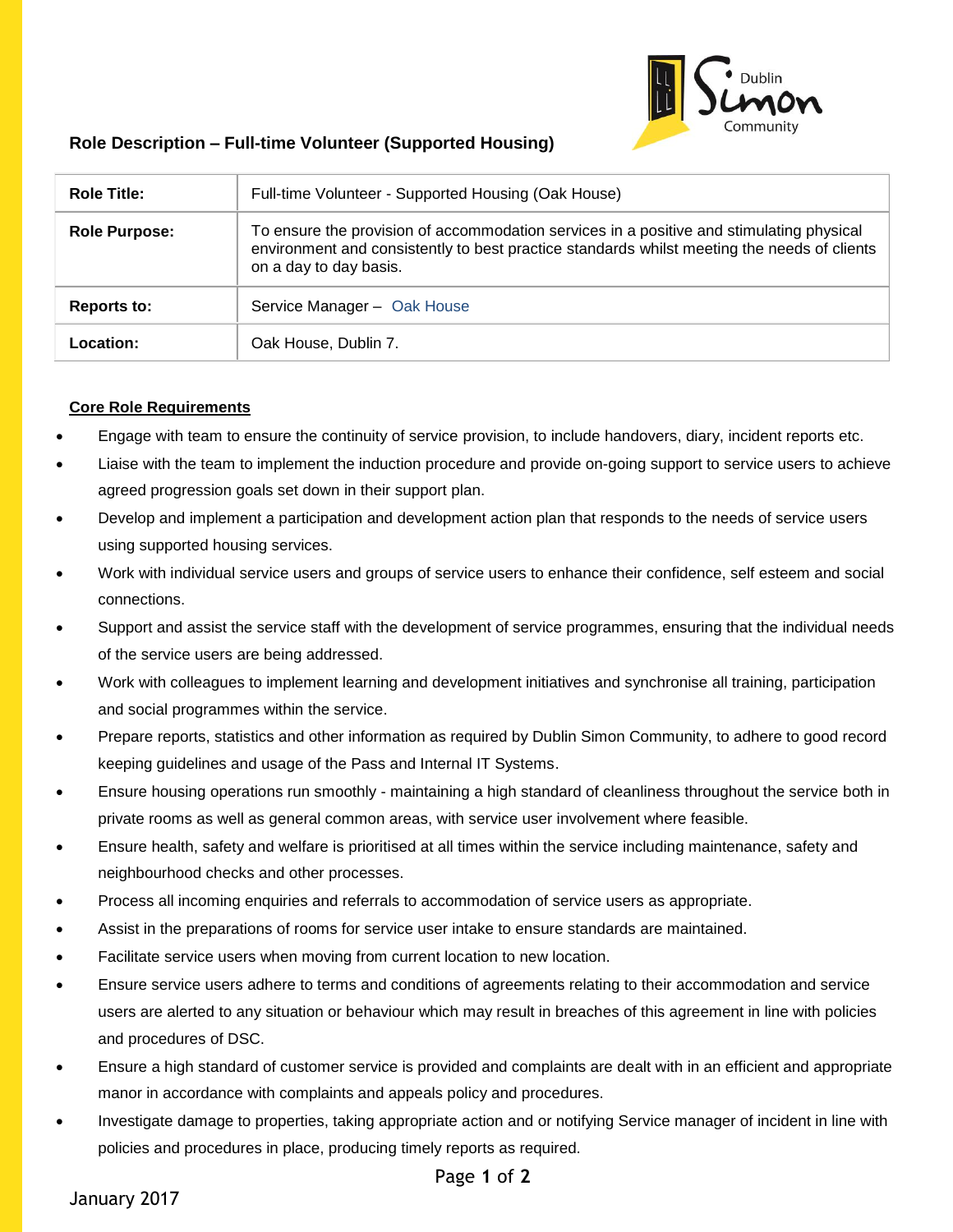## Role Description – Full-time Volunteer (Supported Housing)

| **Role Title:** | Full-time Volunteer - Supported Housing (Oak House) |
|---|---|
| **Role Purpose:** | To ensure the provision of accommodation services in a positive and stimulating physical environment and consistently to best practice standards whilst meeting the needs of clients on a day to day basis. |
| **Reports to:** | Service Manager – Oak House |
| **Location:** | Oak House, Dublin 7. |

### Core Role Requirements

- Engage with team to ensure the continuity of service provision, to include handovers, diary, incident reports etc.
- Liaise with the team to implement the induction procedure and provide on-going support to service users to achieve agreed progression goals set down in their support plan.
- Develop and implement a participation and development action plan that responds to the needs of service users using supported housing services.
- Work with individual service users and groups of service users to enhance their confidence, self esteem and social connections.
- Support and assist the service staff with the development of service programmes, ensuring that the individual needs of the service users are being addressed.
- Work with colleagues to implement learning and development initiatives and synchronise all training, participation and social programmes within the service.
- Prepare reports, statistics and other information as required by Dublin Simon Community, to adhere to good record keeping guidelines and usage of the Pass and Internal IT Systems.
- Ensure housing operations run smoothly - maintaining a high standard of cleanliness throughout the service both in private rooms as well as general common areas, with service user involvement where feasible.
- Ensure health, safety and welfare is prioritised at all times within the service including maintenance, safety and neighbourhood checks and other processes.
- Process all incoming enquiries and referrals to accommodation of service users as appropriate.
- Assist in the preparations of rooms for service user intake to ensure standards are maintained.
- Facilitate service users when moving from current location to new location.
- Ensure service users adhere to terms and conditions of agreements relating to their accommodation and service users are alerted to any situation or behaviour which may result in breaches of this agreement in line with policies and procedures of DSC.
- Ensure a high standard of customer service is provided and complaints are dealt with in an efficient and appropriate manor in accordance with complaints and appeals policy and procedures.
- Investigate damage to properties, taking appropriate action and or notifying Service manager of incident in line with policies and procedures in place, producing timely reports as required.

January 2017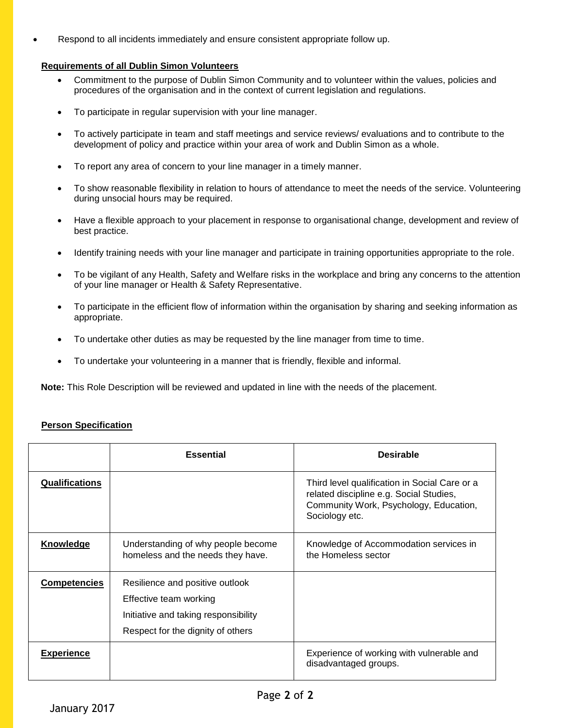- Respond to all incidents immediately and ensure consistent appropriate follow up.

**Requirements of all Dublin Simon Volunteers**

- Commitment to the purpose of Dublin Simon Community and to volunteer within the values, policies and procedures of the organisation and in the context of current legislation and regulations.
- To participate in regular supervision with your line manager.
- To actively participate in team and staff meetings and service reviews/ evaluations and to contribute to the development of policy and practice within your area of work and Dublin Simon as a whole.
- To report any area of concern to your line manager in a timely manner.
- To show reasonable flexibility in relation to hours of attendance to meet the needs of the service. Volunteering during unsocial hours may be required.
- Have a flexible approach to your placement in response to organisational change, development and review of best practice.
- Identify training needs with your line manager and participate in training opportunities appropriate to the role.
- To be vigilant of any Health, Safety and Welfare risks in the workplace and bring any concerns to the attention of your line manager or Health & Safety Representative.
- To participate in the efficient flow of information within the organisation by sharing and seeking information as appropriate.
- To undertake other duties as may be requested by the line manager from time to time.
- To undertake your volunteering in a manner that is friendly, flexible and informal.

**Note:** This Role Description will be reviewed and updated in line with the needs of the placement.

**Person Specification**

| | **Essential** | **Desirable** |
|---|---|---|
| **Qualifications** | | Third level qualification in Social Care or a related discipline e.g. Social Studies, Community Work, Psychology, Education, Sociology etc. |
| **Knowledge** | Understanding of why people become homeless and the needs they have. | Knowledge of Accommodation services in the Homeless sector |
| **Competencies** | Resilience and positive outlook<br>Effective team working<br>Initiative and taking responsibility<br>Respect for the dignity of others | |
| **Experience** | | Experience of working with vulnerable and disadvantaged groups. |

January 2017